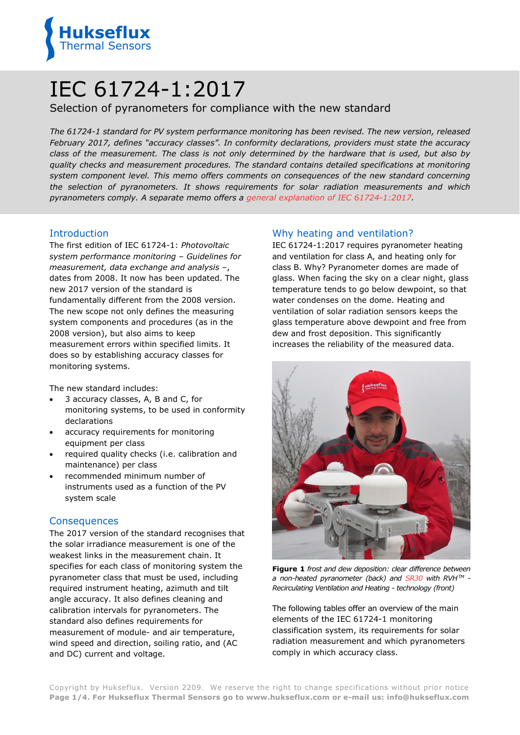# IEC 61724-1:2017

Selection of pyranometers for compliance with the new standard

*The 61724-1 standard for PV system performance monitoring has been revised. The new version, released February 2017, defines "accuracy classes". In conformity declarations, providers must state the accuracy class of the measurement. The class is not only determined by the hardware that is used, but also by quality checks and measurement procedures. The standard contains detailed specifications at monitoring system component level. This memo offers comments on consequences of the new standard concerning the selection of pyranometers. It shows requirements for solar radiation measurements and which pyranometers comply. A separate memo offers a general explanation of IEC 61724-1:2017.*

## Introduction

The first edition of IEC 61724-1: *Photovoltaic system performance monitoring – Guidelines for measurement, data exchange and analysis* –, dates from 2008. It now has been updated. The new 2017 version of the standard is fundamentally different from the 2008 version. The new scope not only defines the measuring system components and procedures (as in the 2008 version), but also aims to keep measurement errors within specified limits. It does so by establishing accuracy classes for monitoring systems.

The new standard includes:

- 3 accuracy classes, A, B and C, for monitoring systems, to be used in conformity declarations
- accuracy requirements for monitoring equipment per class
- required quality checks (i.e. calibration and maintenance) per class
- recommended minimum number of instruments used as a function of the PV system scale

## Consequences

The 2017 version of the standard recognises that the solar irradiance measurement is one of the weakest links in the measurement chain. It specifies for each class of monitoring system the pyranometer class that must be used, including required instrument heating, azimuth and tilt angle accuracy. It also defines cleaning and calibration intervals for pyranometers. The standard also defines requirements for measurement of module- and air temperature, wind speed and direction, soiling ratio, and (AC and DC) current and voltage.

## Why heating and ventilation?

IEC 61724-1:2017 requires pyranometer heating and ventilation for class A, and heating only for class B. Why? Pyranometer domes are made of glass. When facing the sky on a clear night, glass temperature tends to go below dewpoint, so that water condenses on the dome. Heating and ventilation of solar radiation sensors keeps the glass temperature above dewpoint and free from dew and frost deposition. This significantly increases the reliability of the measured data.

**Figure 1** *frost and dew deposition: clear difference between a non-heated pyranometer (back) and SR30 with RVH™ - Recirculating Ventilation and Heating - technology (front)*

The following tables offer an overview of the main elements of the IEC 61724-1 monitoring classification system, its requirements for solar radiation measurement and which pyranometers comply in which accuracy class.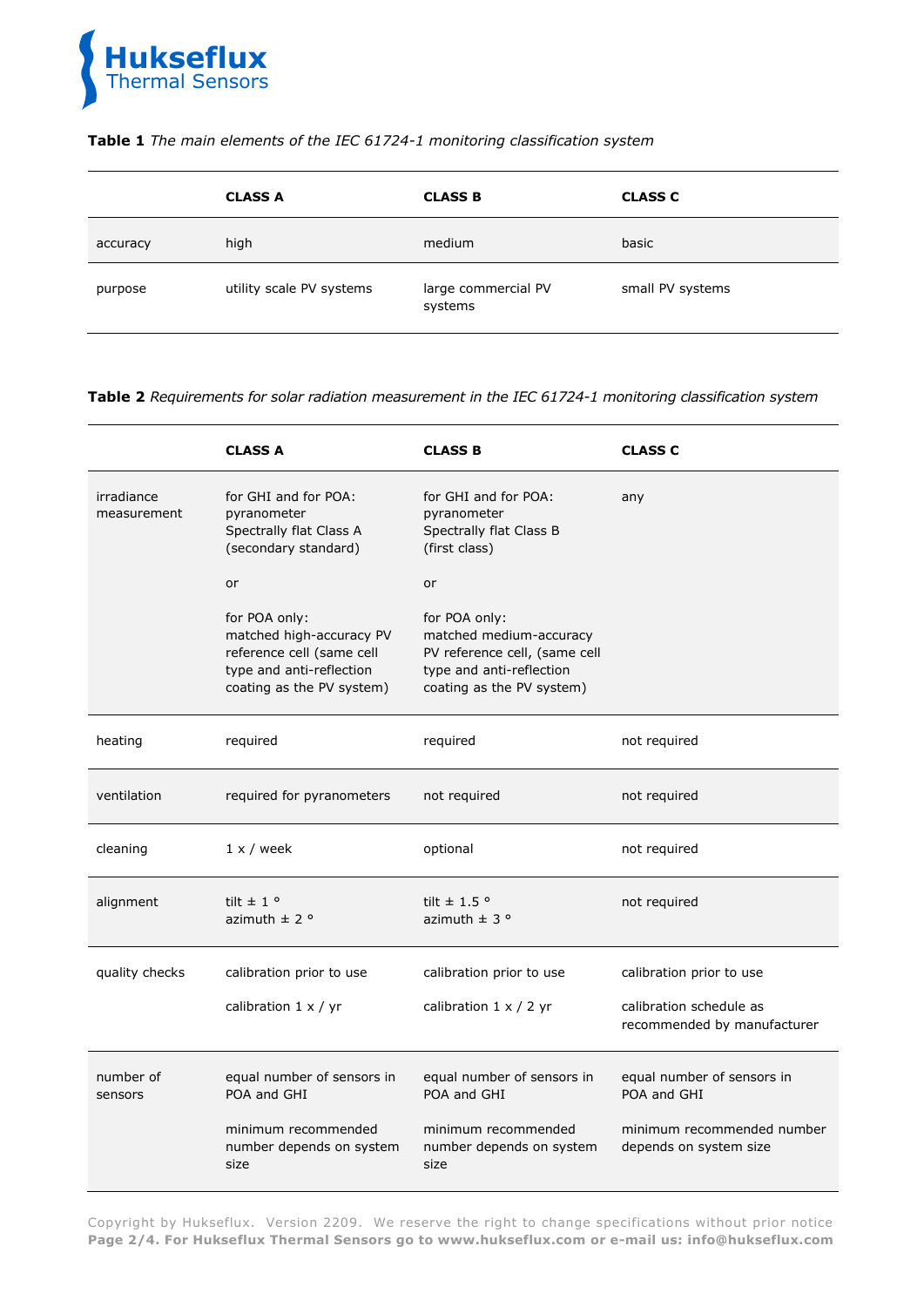**Table 1** *The main elements of the IEC 61724-1 monitoring classification system*

| | CLASS A | CLASS B | CLASS C |
|---|---|---|---|
| accuracy | high | medium | basic |
| purpose | utility scale PV systems | large commercial PV systems | small PV systems |

**Table 2** *Requirements for solar radiation measurement in the IEC 61724-1 monitoring classification system*

| | CLASS A | CLASS B | CLASS C |
|---|---|---|---|
| irradiance measurement | for GHI and for POA: pyranometer Spectrally flat Class A (secondary standard)<br><br>or<br><br>for POA only: matched high-accuracy PV reference cell (same cell type and anti-reflection coating as the PV system) | for GHI and for POA: pyranometer Spectrally flat Class B (first class)<br><br>or<br><br>for POA only: matched medium-accuracy PV reference cell, (same cell type and anti-reflection coating as the PV system) | any |
| heating | required | required | not required |
| ventilation | required for pyranometers | not required | not required |
| cleaning | 1 x / week | optional | not required |
| alignment | tilt ± 1 °<br>azimuth ± 2 ° | tilt ± 1.5 °<br>azimuth ± 3 ° | not required |
| quality checks | calibration prior to use<br><br>calibration 1 x / yr | calibration prior to use<br><br>calibration 1 x / 2 yr | calibration prior to use<br><br>calibration schedule as recommended by manufacturer |
| number of sensors | equal number of sensors in POA and GHI<br><br>minimum recommended number depends on system size | equal number of sensors in POA and GHI<br><br>minimum recommended number depends on system size | equal number of sensors in POA and GHI<br><br>minimum recommended number depends on system size |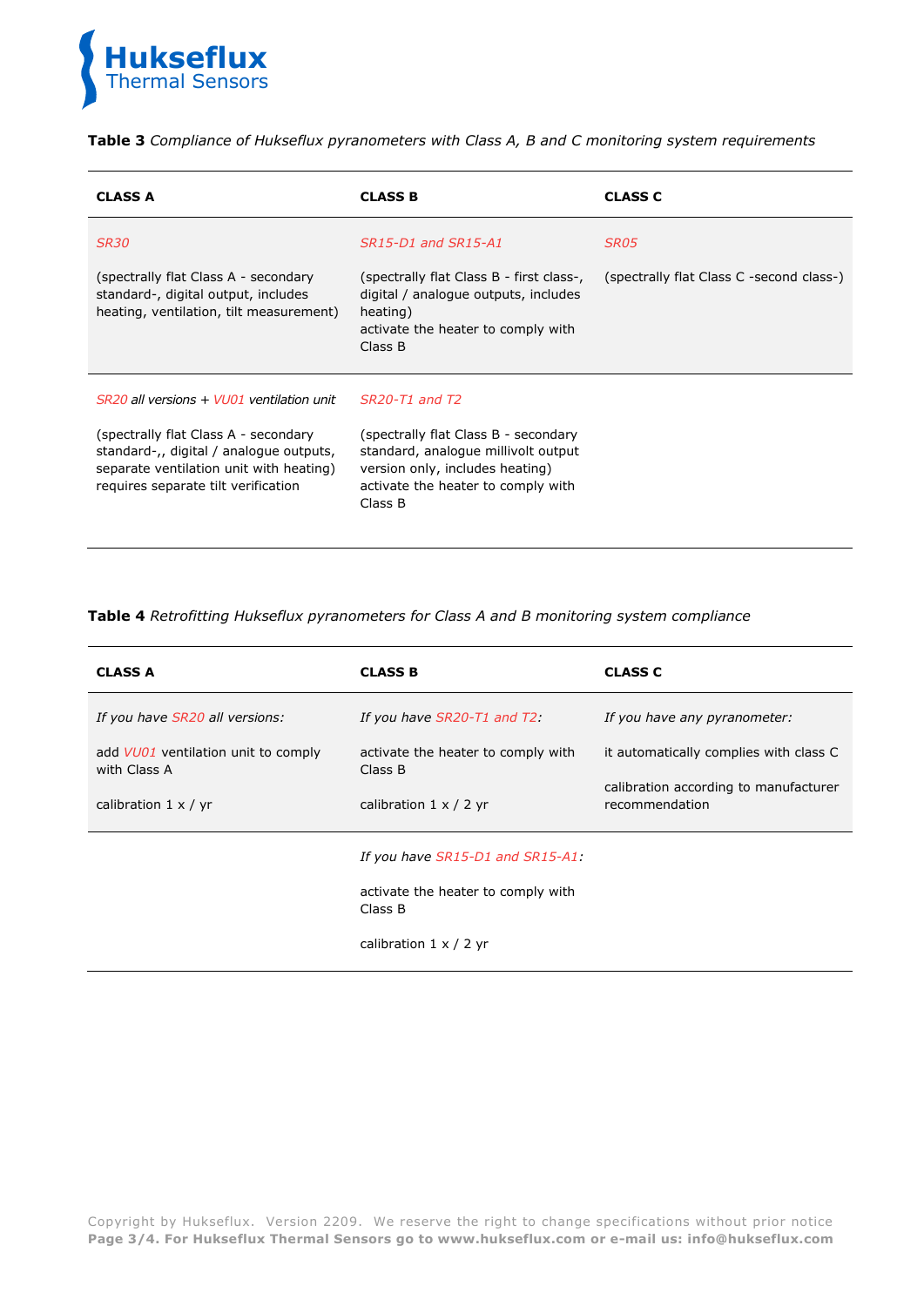**Table 3** *Compliance of Hukseflux pyranometers with Class A, B and C monitoring system requirements*

| CLASS A | CLASS B | CLASS C |
| --- | --- | --- |
| *SR30*<br><br>(spectrally flat Class A - secondary standard-, digital output, includes heating, ventilation, tilt measurement) | *SR15-D1 and SR15-A1*<br><br>(spectrally flat Class B - first class-, digital / analogue outputs, includes heating)<br>activate the heater to comply with Class B | *SR05*<br><br>(spectrally flat Class C -second class-) |
| *SR20 all versions + VU01 ventilation unit*<br><br>(spectrally flat Class A - secondary standard-,, digital / analogue outputs, separate ventilation unit with heating)<br>requires separate tilt verification | *SR20-T1 and T2*<br><br>(spectrally flat Class B - secondary standard, analogue millivolt output version only, includes heating)<br>activate the heater to comply with Class B | |

**Table 4** *Retrofitting Hukseflux pyranometers for Class A and B monitoring system compliance*

| CLASS A | CLASS B | CLASS C |
| --- | --- | --- |
| *If you have SR20 all versions:*<br><br>add *VU01* ventilation unit to comply with Class A<br><br>calibration 1 x / yr | *If you have SR20-T1 and T2:*<br><br>activate the heater to comply with Class B<br><br>calibration 1 x / 2 yr | *If you have any pyranometer:*<br><br>it automatically complies with class C<br><br>calibration according to manufacturer recommendation |
| | *If you have SR15-D1 and SR15-A1:*<br><br>activate the heater to comply with Class B<br><br>calibration 1 x / 2 yr | |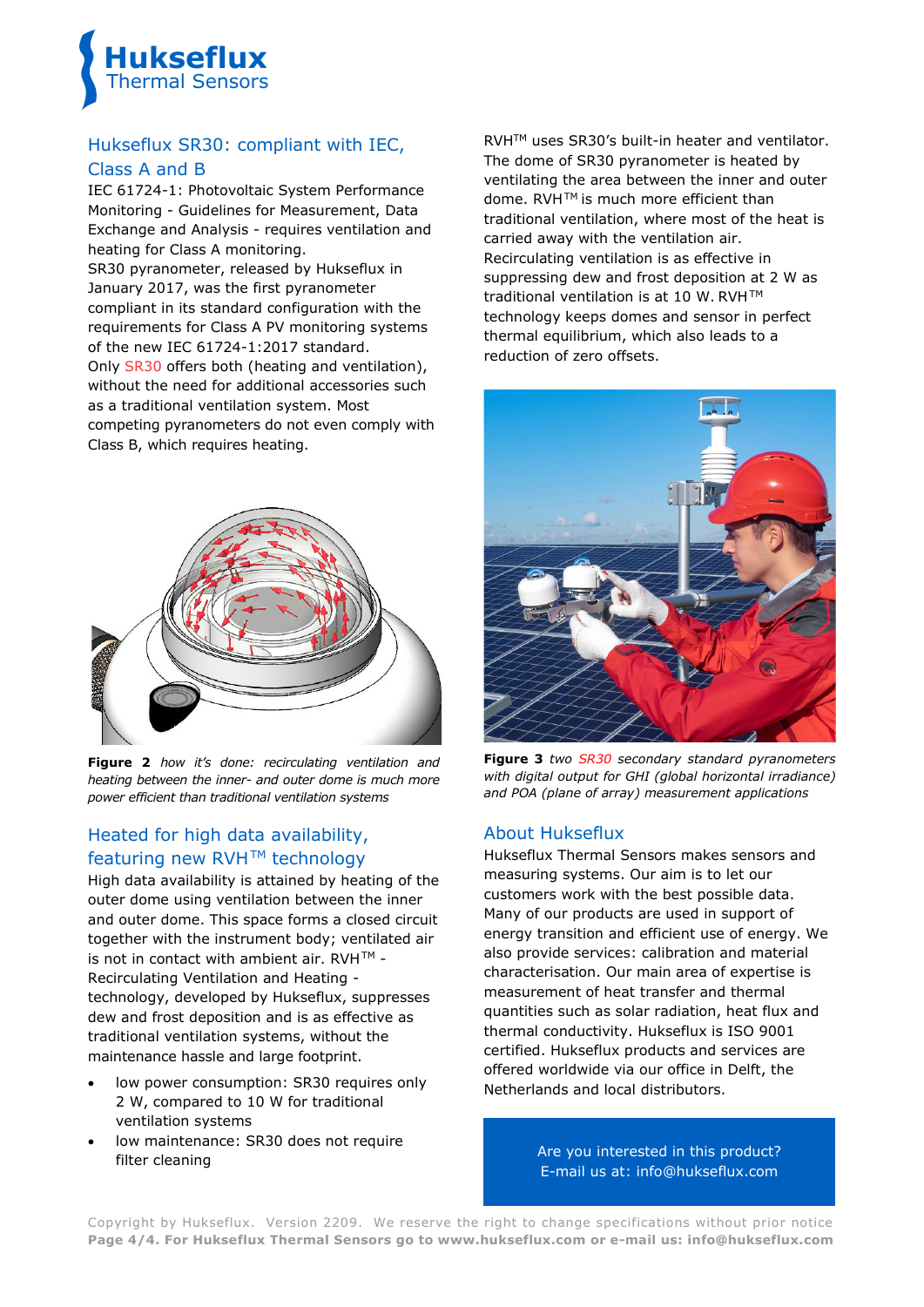## Hukseflux SR30: compliant with IEC, Class A and B

IEC 61724-1: Photovoltaic System Performance Monitoring - Guidelines for Measurement, Data Exchange and Analysis - requires ventilation and heating for Class A monitoring.
SR30 pyranometer, released by Hukseflux in January 2017, was the first pyranometer compliant in its standard configuration with the requirements for Class A PV monitoring systems of the new IEC 61724-1:2017 standard.
Only SR30 offers both (heating and ventilation), without the need for additional accessories such as a traditional ventilation system. Most competing pyranometers do not even comply with Class B, which requires heating.

**Figure 2** *how it's done: recirculating ventilation and heating between the inner- and outer dome is much more power efficient than traditional ventilation systems*

## Heated for high data availability, featuring new RVH™ technology

High data availability is attained by heating of the outer dome using ventilation between the inner and outer dome. This space forms a closed circuit together with the instrument body; ventilated air is not in contact with ambient air. RVH™ - Recirculating Ventilation and Heating - technology, developed by Hukseflux, suppresses dew and frost deposition and is as effective as traditional ventilation systems, without the maintenance hassle and large footprint.

- low power consumption: SR30 requires only 2 W, compared to 10 W for traditional ventilation systems
- low maintenance: SR30 does not require filter cleaning

RVH™ uses SR30's built-in heater and ventilator. The dome of SR30 pyranometer is heated by ventilating the area between the inner and outer dome. RVH™ is much more efficient than traditional ventilation, where most of the heat is carried away with the ventilation air. Recirculating ventilation is as effective in suppressing dew and frost deposition at 2 W as traditional ventilation is at 10 W. RVH™ technology keeps domes and sensor in perfect thermal equilibrium, which also leads to a reduction of zero offsets.

**Figure 3** *two SR30 secondary standard pyranometers with digital output for GHI (global horizontal irradiance) and POA (plane of array) measurement applications*

## About Hukseflux

Hukseflux Thermal Sensors makes sensors and measuring systems. Our aim is to let our customers work with the best possible data. Many of our products are used in support of energy transition and efficient use of energy. We also provide services: calibration and material characterisation. Our main area of expertise is measurement of heat transfer and thermal quantities such as solar radiation, heat flux and thermal conductivity. Hukseflux is ISO 9001 certified. Hukseflux products and services are offered worldwide via our office in Delft, the Netherlands and local distributors.

Are you interested in this product?
E-mail us at: info@hukseflux.com

Copyright by Hukseflux. Version 2209. We reserve the right to change specifications without prior notice